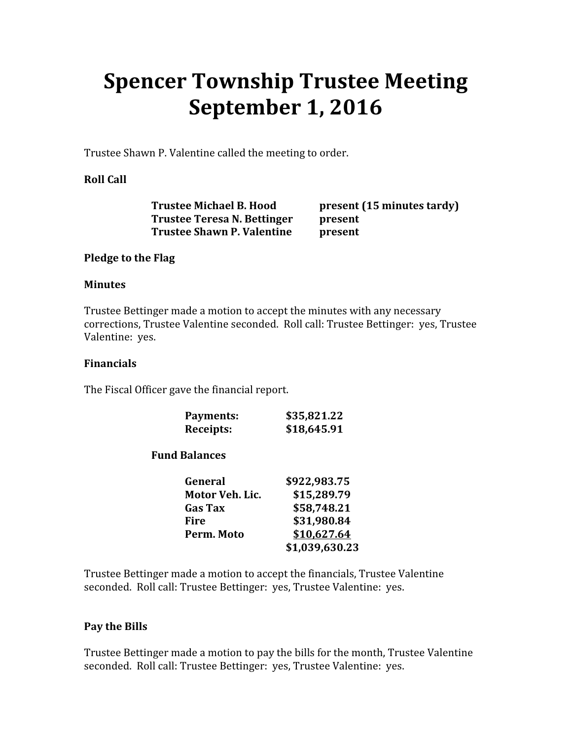# Spencer Township Trustee Meeting
# September 1, 2016

Trustee Shawn P. Valentine called the meeting to order.

**Roll Call**

| | |
|---|---|
| **Trustee Michael B. Hood** | **present (15 minutes tardy)** |
| **Trustee Teresa N. Bettinger** | **present** |
| **Trustee Shawn P. Valentine** | **present** |

**Pledge to the Flag**

**Minutes**

Trustee Bettinger made a motion to accept the minutes with any necessary corrections, Trustee Valentine seconded. Roll call: Trustee Bettinger: yes, Trustee Valentine: yes.

**Financials**

The Fiscal Officer gave the financial report.

| | |
|---|---|
| **Payments:** | **$35,821.22** |
| **Receipts:** | **$18,645.91** |

**Fund Balances**

| | |
|---|---|
| **General** | **$922,983.75** |
| **Motor Veh. Lic.** | **$15,289.79** |
| **Gas Tax** | **$58,748.21** |
| **Fire** | **$31,980.84** |
| **Perm. Moto** | **$10,627.64** |
| | **$1,039,630.23** |

Trustee Bettinger made a motion to accept the financials, Trustee Valentine seconded. Roll call: Trustee Bettinger: yes, Trustee Valentine: yes.

**Pay the Bills**

Trustee Bettinger made a motion to pay the bills for the month, Trustee Valentine seconded. Roll call: Trustee Bettinger: yes, Trustee Valentine: yes.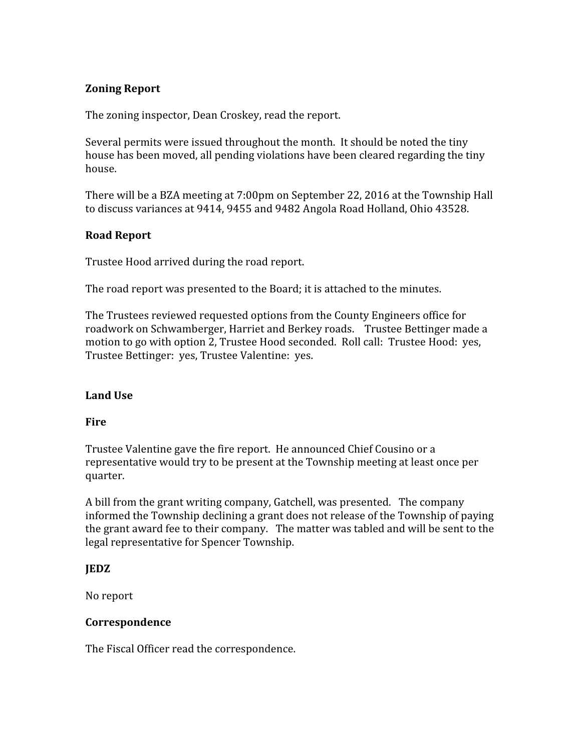**Zoning Report**

The zoning inspector, Dean Croskey, read the report.

Several permits were issued throughout the month. It should be noted the tiny house has been moved, all pending violations have been cleared regarding the tiny house.

There will be a BZA meeting at 7:00pm on September 22, 2016 at the Township Hall to discuss variances at 9414, 9455 and 9482 Angola Road Holland, Ohio 43528.

**Road Report**

Trustee Hood arrived during the road report.

The road report was presented to the Board; it is attached to the minutes.

The Trustees reviewed requested options from the County Engineers office for roadwork on Schwamberger, Harriet and Berkey roads. Trustee Bettinger made a motion to go with option 2, Trustee Hood seconded. Roll call: Trustee Hood: yes, Trustee Bettinger: yes, Trustee Valentine: yes.

**Land Use**

**Fire**

Trustee Valentine gave the fire report. He announced Chief Cousino or a representative would try to be present at the Township meeting at least once per quarter.

A bill from the grant writing company, Gatchell, was presented. The company informed the Township declining a grant does not release of the Township of paying the grant award fee to their company. The matter was tabled and will be sent to the legal representative for Spencer Township.

**JEDZ**

No report

**Correspondence**

The Fiscal Officer read the correspondence.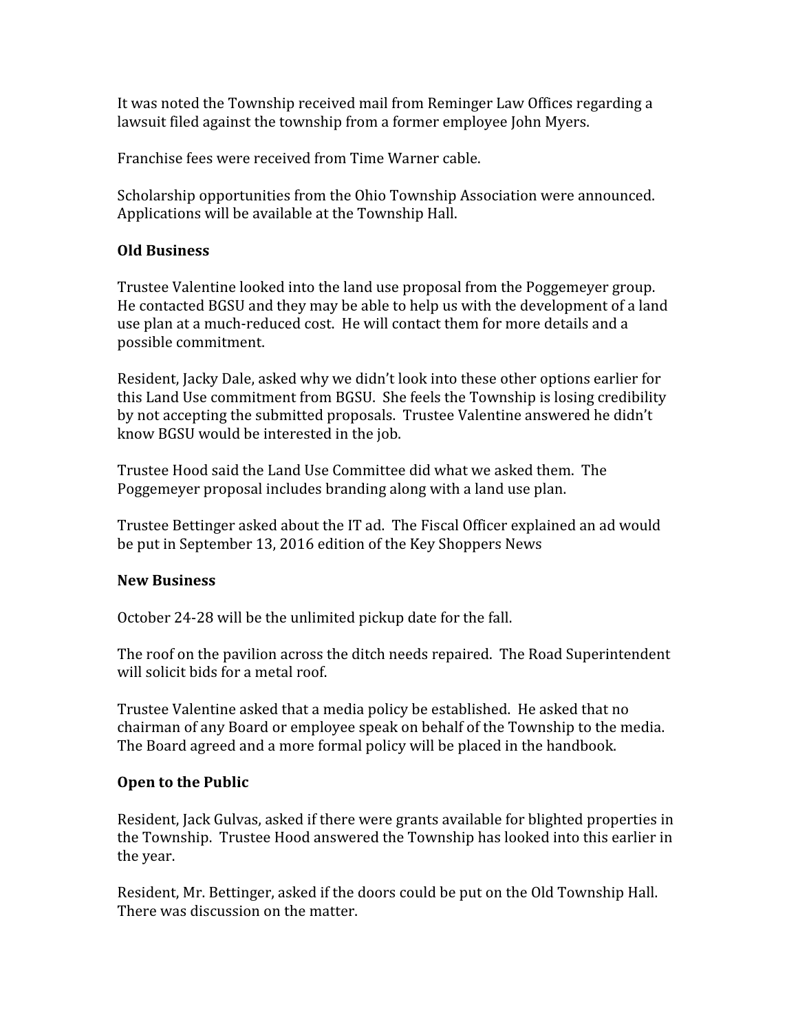It was noted the Township received mail from Reminger Law Offices regarding a lawsuit filed against the township from a former employee John Myers.

Franchise fees were received from Time Warner cable.

Scholarship opportunities from the Ohio Township Association were announced. Applications will be available at the Township Hall.

**Old Business**

Trustee Valentine looked into the land use proposal from the Poggemeyer group. He contacted BGSU and they may be able to help us with the development of a land use plan at a much-reduced cost. He will contact them for more details and a possible commitment.

Resident, Jacky Dale, asked why we didn't look into these other options earlier for this Land Use commitment from BGSU. She feels the Township is losing credibility by not accepting the submitted proposals. Trustee Valentine answered he didn't know BGSU would be interested in the job.

Trustee Hood said the Land Use Committee did what we asked them. The Poggemeyer proposal includes branding along with a land use plan.

Trustee Bettinger asked about the IT ad. The Fiscal Officer explained an ad would be put in September 13, 2016 edition of the Key Shoppers News

**New Business**

October 24-28 will be the unlimited pickup date for the fall.

The roof on the pavilion across the ditch needs repaired. The Road Superintendent will solicit bids for a metal roof.

Trustee Valentine asked that a media policy be established. He asked that no chairman of any Board or employee speak on behalf of the Township to the media. The Board agreed and a more formal policy will be placed in the handbook.

**Open to the Public**

Resident, Jack Gulvas, asked if there were grants available for blighted properties in the Township. Trustee Hood answered the Township has looked into this earlier in the year.

Resident, Mr. Bettinger, asked if the doors could be put on the Old Township Hall. There was discussion on the matter.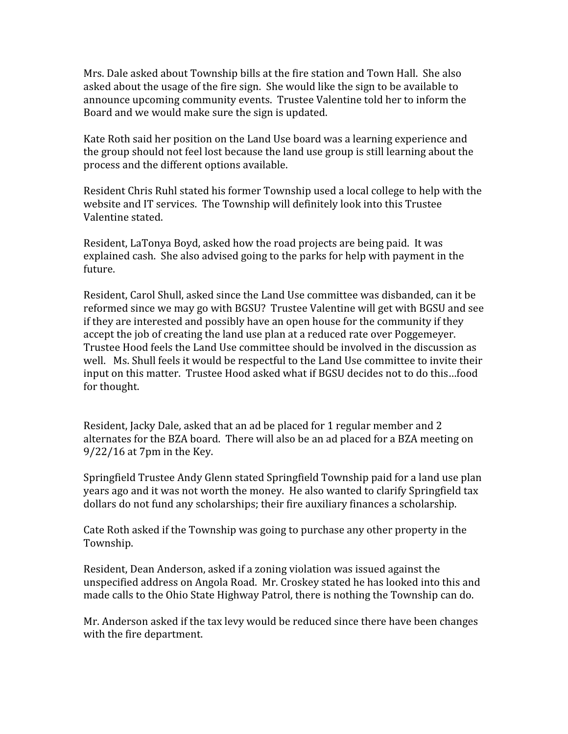Mrs. Dale asked about Township bills at the fire station and Town Hall. She also asked about the usage of the fire sign. She would like the sign to be available to announce upcoming community events. Trustee Valentine told her to inform the Board and we would make sure the sign is updated.

Kate Roth said her position on the Land Use board was a learning experience and the group should not feel lost because the land use group is still learning about the process and the different options available.

Resident Chris Ruhl stated his former Township used a local college to help with the website and IT services. The Township will definitely look into this Trustee Valentine stated.

Resident, LaTonya Boyd, asked how the road projects are being paid. It was explained cash. She also advised going to the parks for help with payment in the future.

Resident, Carol Shull, asked since the Land Use committee was disbanded, can it be reformed since we may go with BGSU? Trustee Valentine will get with BGSU and see if they are interested and possibly have an open house for the community if they accept the job of creating the land use plan at a reduced rate over Poggemeyer. Trustee Hood feels the Land Use committee should be involved in the discussion as well. Ms. Shull feels it would be respectful to the Land Use committee to invite their input on this matter. Trustee Hood asked what if BGSU decides not to do this…food for thought.

Resident, Jacky Dale, asked that an ad be placed for 1 regular member and 2 alternates for the BZA board. There will also be an ad placed for a BZA meeting on 9/22/16 at 7pm in the Key.

Springfield Trustee Andy Glenn stated Springfield Township paid for a land use plan years ago and it was not worth the money. He also wanted to clarify Springfield tax dollars do not fund any scholarships; their fire auxiliary finances a scholarship.

Cate Roth asked if the Township was going to purchase any other property in the Township.

Resident, Dean Anderson, asked if a zoning violation was issued against the unspecified address on Angola Road. Mr. Croskey stated he has looked into this and made calls to the Ohio State Highway Patrol, there is nothing the Township can do.

Mr. Anderson asked if the tax levy would be reduced since there have been changes with the fire department.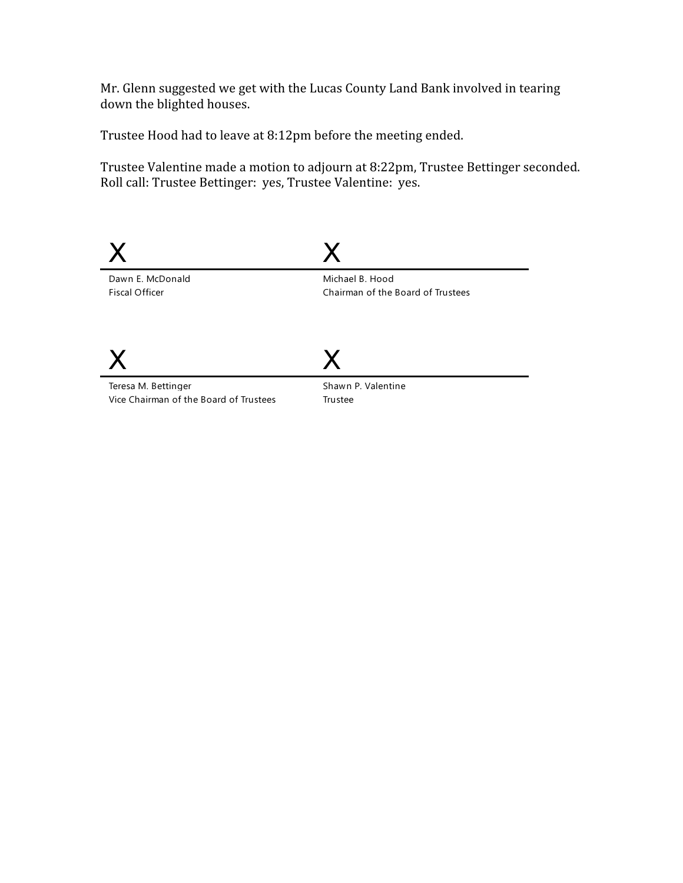Mr. Glenn suggested we get with the Lucas County Land Bank involved in tearing down the blighted houses.

Trustee Hood had to leave at 8:12pm before the meeting ended.

Trustee Valentine made a motion to adjourn at 8:22pm, Trustee Bettinger seconded. Roll call: Trustee Bettinger: yes, Trustee Valentine: yes.

| | |
|---|---|
| X | X |
| Dawn E. McDonald<br>Fiscal Officer | Michael B. Hood<br>Chairman of the Board of Trustees |
| X | X |
| Teresa M. Bettinger<br>Vice Chairman of the Board of Trustees | Shawn P. Valentine<br>Trustee |